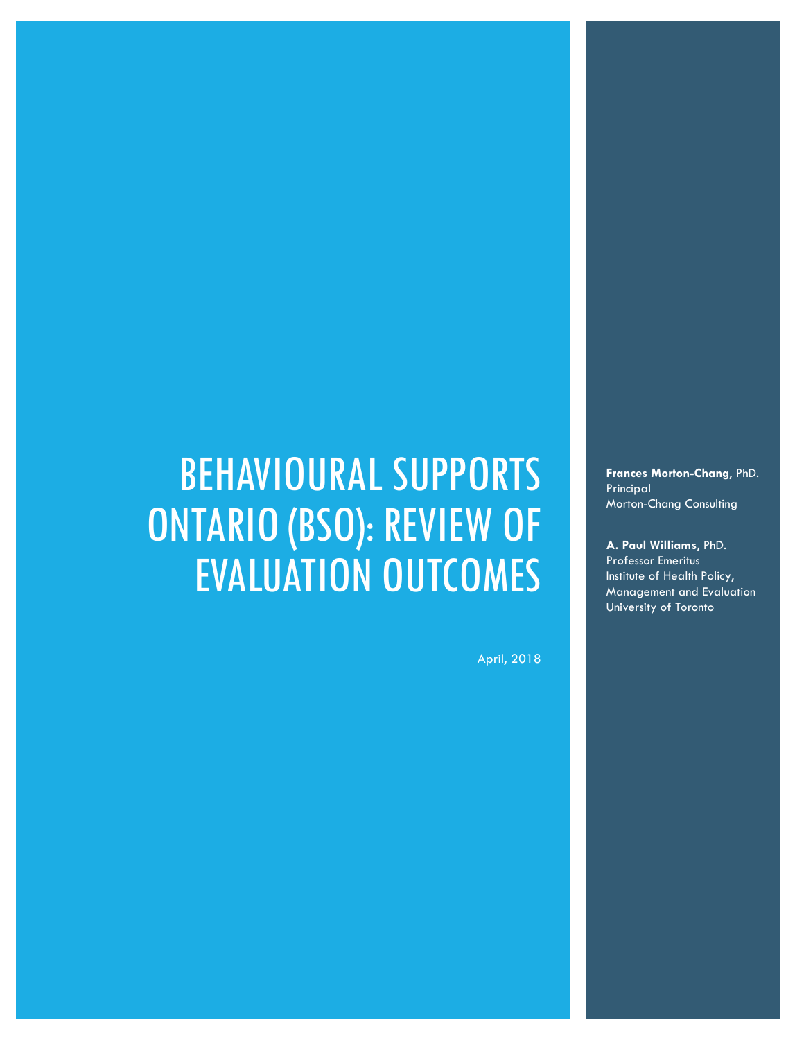# BEHAVIOURAL SUPPORTS ONTARIO (BSO): REVIEW OF EVALUATION OUTCOMES

April, 2018

**Frances Morton-Chang**, PhD.
Principal
Morton-Chang Consulting

**A. Paul Williams**, PhD.
Professor Emeritus
Institute of Health Policy, Management and Evaluation
University of Toronto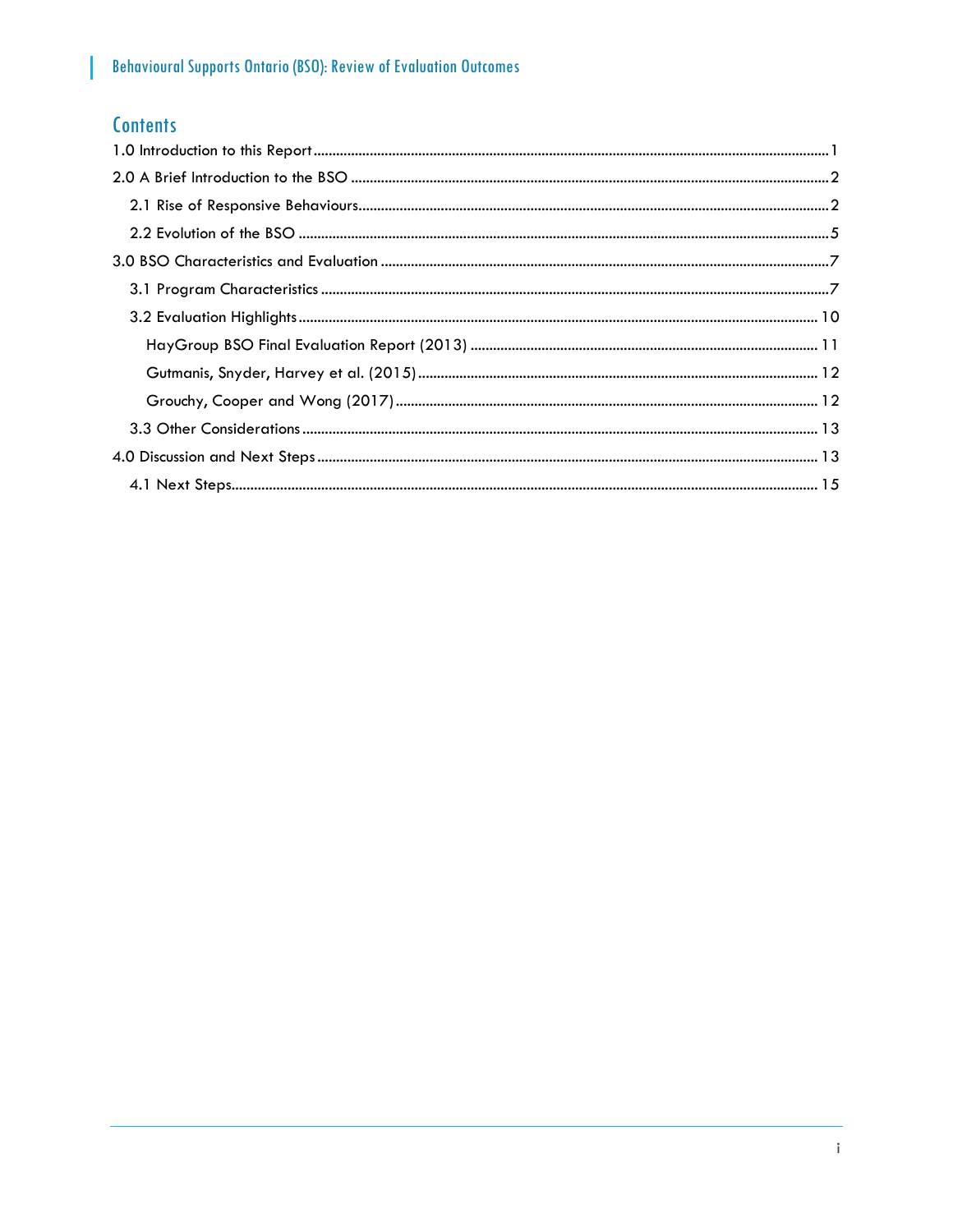# Contents

1.0 Introduction to this Report ........................................................................................................ 1

2.0 A Brief Introduction to the BSO ............................................................................................ 2

- 2.1 Rise of Responsive Behaviours ......................................................................................... 2
- 2.2 Evolution of the BSO ........................................................................................................ 5

3.0 BSO Characteristics and Evaluation ..................................................................................... 7

- 3.1 Program Characteristics .................................................................................................... 7
- 3.2 Evaluation Highlights ....................................................................................................... 10
  - HayGroup BSO Final Evaluation Report (2013) ............................................................. 11
  - Gutmanis, Snyder, Harvey et al. (2015) ......................................................................... 12
  - Grouchy, Cooper and Wong (2017) ............................................................................... 12
- 3.3 Other Considerations ....................................................................................................... 13

4.0 Discussion and Next Steps ................................................................................................... 13

- 4.1 Next Steps ........................................................................................................................ 15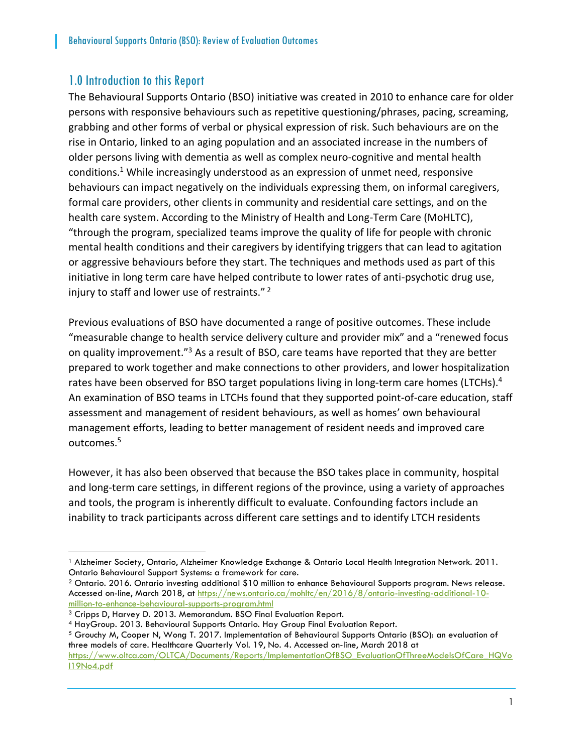## 1.0 Introduction to this Report

The Behavioural Supports Ontario (BSO) initiative was created in 2010 to enhance care for older persons with responsive behaviours such as repetitive questioning/phrases, pacing, screaming, grabbing and other forms of verbal or physical expression of risk. Such behaviours are on the rise in Ontario, linked to an aging population and an associated increase in the numbers of older persons living with dementia as well as complex neuro-cognitive and mental health conditions.[1] While increasingly understood as an expression of unmet need, responsive behaviours can impact negatively on the individuals expressing them, on informal caregivers, formal care providers, other clients in community and residential care settings, and on the health care system. According to the Ministry of Health and Long-Term Care (MoHLTC), "through the program, specialized teams improve the quality of life for people with chronic mental health conditions and their caregivers by identifying triggers that can lead to agitation or aggressive behaviours before they start. The techniques and methods used as part of this initiative in long term care have helped contribute to lower rates of anti-psychotic drug use, injury to staff and lower use of restraints."[2]

Previous evaluations of BSO have documented a range of positive outcomes. These include "measurable change to health service delivery culture and provider mix" and a "renewed focus on quality improvement."[3] As a result of BSO, care teams have reported that they are better prepared to work together and make connections to other providers, and lower hospitalization rates have been observed for BSO target populations living in long-term care homes (LTCHs).[4] An examination of BSO teams in LTCHs found that they supported point-of-care education, staff assessment and management of resident behaviours, as well as homes' own behavioural management efforts, leading to better management of resident needs and improved care outcomes.[5]

However, it has also been observed that because the BSO takes place in community, hospital and long-term care settings, in different regions of the province, using a variety of approaches and tools, the program is inherently difficult to evaluate. Confounding factors include an inability to track participants across different care settings and to identify LTCH residents

---

[1] Alzheimer Society, Ontario, Alzheimer Knowledge Exchange & Ontario Local Health Integration Network. 2011. Ontario Behavioural Support Systems: a framework for care.

[2] Ontario. 2016. Ontario investing additional $10 million to enhance Behavioural Supports program. News release. Accessed on-line, March 2018, at https://news.ontario.ca/mohltc/en/2016/8/ontario-investing-additional-10-million-to-enhance-behavioural-supports-program.html

[3] Cripps D, Harvey D. 2013. Memorandum. BSO Final Evaluation Report.

[4] HayGroup. 2013. Behavioural Supports Ontario. Hay Group Final Evaluation Report.

[5] Grouchy M, Cooper N, Wong T. 2017. Implementation of Behavioural Supports Ontario (BSO): an evaluation of three models of care. Healthcare Quarterly Vol. 19, No. 4. Accessed on-line, March 2018 at https://www.oltca.com/OLTCA/Documents/Reports/ImplementationOfBSO_EvaluationOfThreeModelsOfCare_HQVol19No4.pdf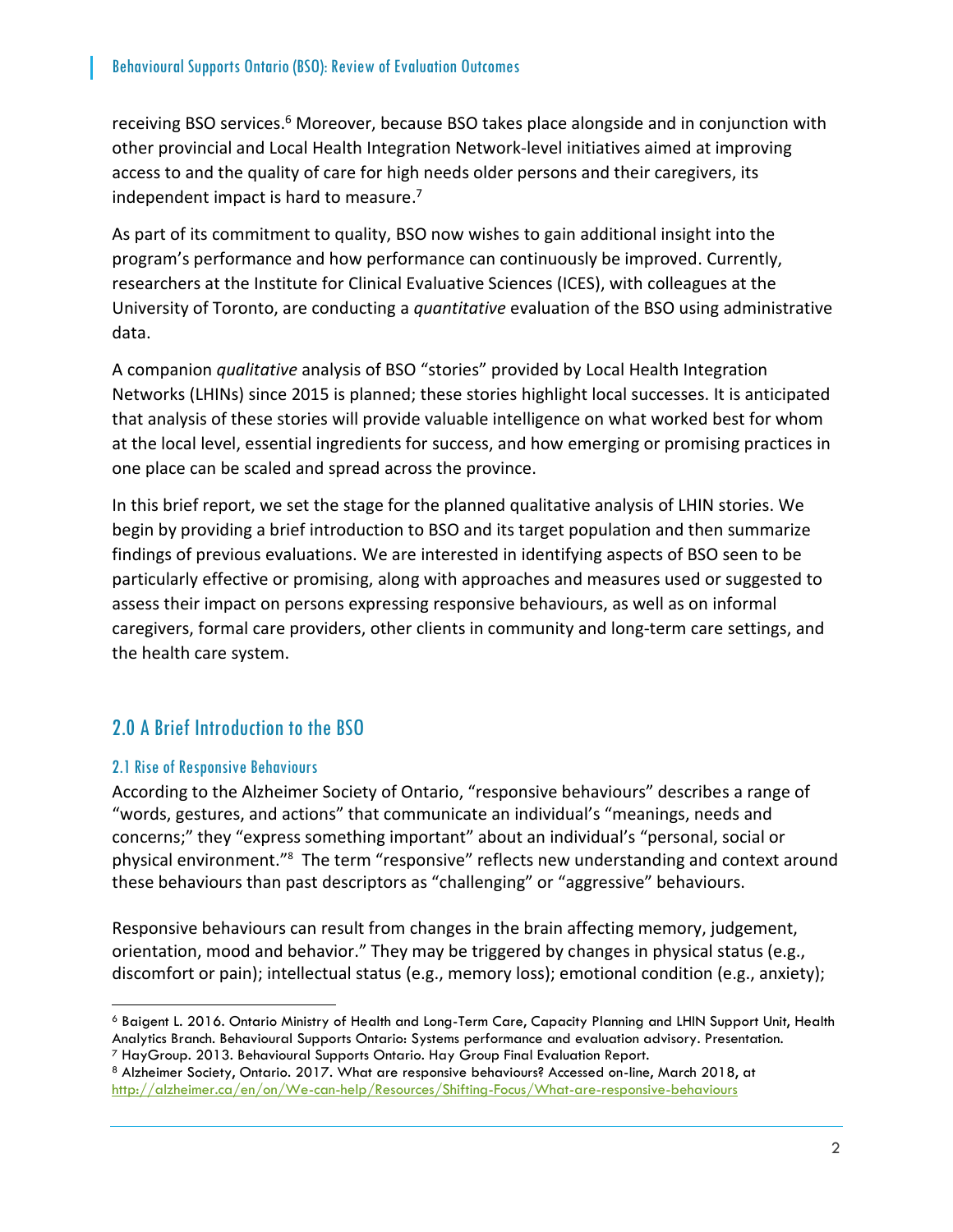receiving BSO services.[6] Moreover, because BSO takes place alongside and in conjunction with other provincial and Local Health Integration Network-level initiatives aimed at improving access to and the quality of care for high needs older persons and their caregivers, its independent impact is hard to measure.[7]

As part of its commitment to quality, BSO now wishes to gain additional insight into the program's performance and how performance can continuously be improved. Currently, researchers at the Institute for Clinical Evaluative Sciences (ICES), with colleagues at the University of Toronto, are conducting a *quantitative* evaluation of the BSO using administrative data.

A companion *qualitative* analysis of BSO "stories" provided by Local Health Integration Networks (LHINs) since 2015 is planned; these stories highlight local successes. It is anticipated that analysis of these stories will provide valuable intelligence on what worked best for whom at the local level, essential ingredients for success, and how emerging or promising practices in one place can be scaled and spread across the province.

In this brief report, we set the stage for the planned qualitative analysis of LHIN stories. We begin by providing a brief introduction to BSO and its target population and then summarize findings of previous evaluations. We are interested in identifying aspects of BSO seen to be particularly effective or promising, along with approaches and measures used or suggested to assess their impact on persons expressing responsive behaviours, as well as on informal caregivers, formal care providers, other clients in community and long-term care settings, and the health care system.

## 2.0 A Brief Introduction to the BSO

### 2.1 Rise of Responsive Behaviours

According to the Alzheimer Society of Ontario, "responsive behaviours" describes a range of "words, gestures, and actions" that communicate an individual's "meanings, needs and concerns;" they "express something important" about an individual's "personal, social or physical environment."[8] The term "responsive" reflects new understanding and context around these behaviours than past descriptors as "challenging" or "aggressive" behaviours.

Responsive behaviours can result from changes in the brain affecting memory, judgement, orientation, mood and behavior." They may be triggered by changes in physical status (e.g., discomfort or pain); intellectual status (e.g., memory loss); emotional condition (e.g., anxiety);

---

[6] Baigent L. 2016. Ontario Ministry of Health and Long-Term Care, Capacity Planning and LHIN Support Unit, Health Analytics Branch. Behavioural Supports Ontario: Systems performance and evaluation advisory. Presentation.

[7] HayGroup. 2013. Behavioural Supports Ontario. Hay Group Final Evaluation Report.

[8] Alzheimer Society, Ontario. 2017. What are responsive behaviours? Accessed on-line, March 2018, at http://alzheimer.ca/en/on/We-can-help/Resources/Shifting-Focus/What-are-responsive-behaviours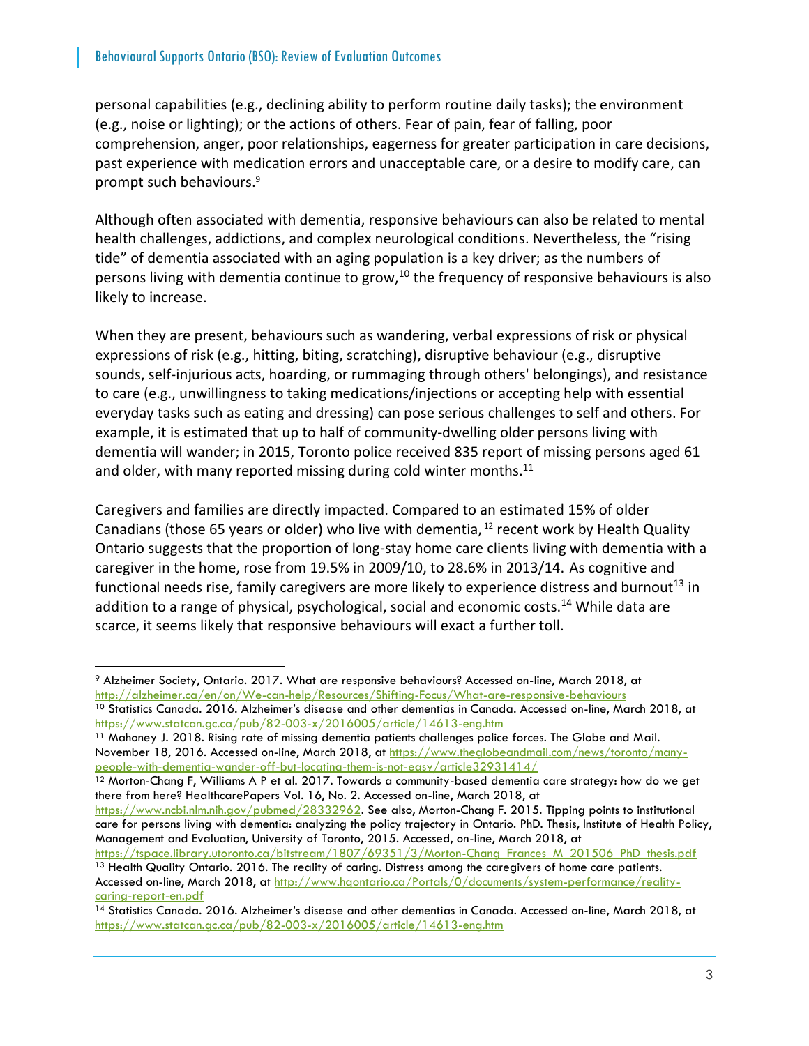personal capabilities (e.g., declining ability to perform routine daily tasks); the environment (e.g., noise or lighting); or the actions of others. Fear of pain, fear of falling, poor comprehension, anger, poor relationships, eagerness for greater participation in care decisions, past experience with medication errors and unacceptable care, or a desire to modify care, can prompt such behaviours.[9]

Although often associated with dementia, responsive behaviours can also be related to mental health challenges, addictions, and complex neurological conditions. Nevertheless, the "rising tide" of dementia associated with an aging population is a key driver; as the numbers of persons living with dementia continue to grow,[10] the frequency of responsive behaviours is also likely to increase.

When they are present, behaviours such as wandering, verbal expressions of risk or physical expressions of risk (e.g., hitting, biting, scratching), disruptive behaviour (e.g., disruptive sounds, self-injurious acts, hoarding, or rummaging through others' belongings), and resistance to care (e.g., unwillingness to taking medications/injections or accepting help with essential everyday tasks such as eating and dressing) can pose serious challenges to self and others. For example, it is estimated that up to half of community-dwelling older persons living with dementia will wander; in 2015, Toronto police received 835 report of missing persons aged 61 and older, with many reported missing during cold winter months.[11]

Caregivers and families are directly impacted. Compared to an estimated 15% of older Canadians (those 65 years or older) who live with dementia,[12] recent work by Health Quality Ontario suggests that the proportion of long-stay home care clients living with dementia with a caregiver in the home, rose from 19.5% in 2009/10, to 28.6% in 2013/14. As cognitive and functional needs rise, family caregivers are more likely to experience distress and burnout[13] in addition to a range of physical, psychological, social and economic costs.[14] While data are scarce, it seems likely that responsive behaviours will exact a further toll.

---

[9] Alzheimer Society, Ontario. 2017. What are responsive behaviours? Accessed on-line, March 2018, at http://alzheimer.ca/en/on/We-can-help/Resources/Shifting-Focus/What-are-responsive-behaviours

[10] Statistics Canada. 2016. Alzheimer's disease and other dementias in Canada. Accessed on-line, March 2018, at https://www.statcan.gc.ca/pub/82-003-x/2016005/article/14613-eng.htm

[11] Mahoney J. 2018. Rising rate of missing dementia patients challenges police forces. The Globe and Mail. November 18, 2016. Accessed on-line, March 2018, at https://www.theglobeandmail.com/news/toronto/many-people-with-dementia-wander-off-but-locating-them-is-not-easy/article32931414/

[12] Morton-Chang F, Williams A P et al. 2017. Towards a community-based dementia care strategy: how do we get there from here? HealthcarePapers Vol. 16, No. 2. Accessed on-line, March 2018, at https://www.ncbi.nlm.nih.gov/pubmed/28332962. See also, Morton-Chang F. 2015. Tipping points to institutional care for persons living with dementia: analyzing the policy trajectory in Ontario. PhD. Thesis, Institute of Health Policy, Management and Evaluation, University of Toronto, 2015. Accessed, on-line, March 2018, at https://tspace.library.utoronto.ca/bitstream/1807/69351/3/Morton-Chang_Frances_M_201506_PhD_thesis.pdf

[13] Health Quality Ontario. 2016. The reality of caring. Distress among the caregivers of home care patients. Accessed on-line, March 2018, at http://www.hqontario.ca/Portals/0/documents/system-performance/reality-caring-report-en.pdf

[14] Statistics Canada. 2016. Alzheimer's disease and other dementias in Canada. Accessed on-line, March 2018, at https://www.statcan.gc.ca/pub/82-003-x/2016005/article/14613-eng.htm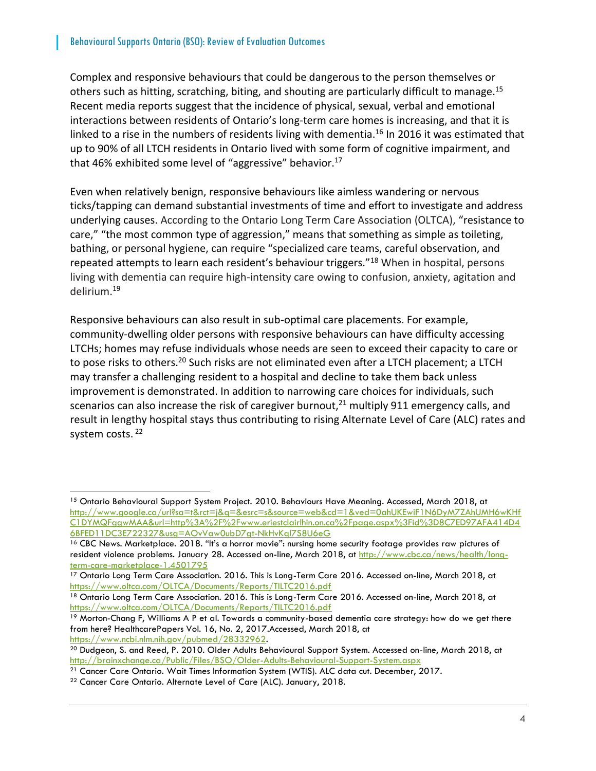Complex and responsive behaviours that could be dangerous to the person themselves or others such as hitting, scratching, biting, and shouting are particularly difficult to manage.[15] Recent media reports suggest that the incidence of physical, sexual, verbal and emotional interactions between residents of Ontario's long-term care homes is increasing, and that it is linked to a rise in the numbers of residents living with dementia.[16] In 2016 it was estimated that up to 90% of all LTCH residents in Ontario lived with some form of cognitive impairment, and that 46% exhibited some level of "aggressive" behavior.[17]

Even when relatively benign, responsive behaviours like aimless wandering or nervous ticks/tapping can demand substantial investments of time and effort to investigate and address underlying causes. According to the Ontario Long Term Care Association (OLTCA), "resistance to care," "the most common type of aggression," means that something as simple as toileting, bathing, or personal hygiene, can require "specialized care teams, careful observation, and repeated attempts to learn each resident's behaviour triggers."[18] When in hospital, persons living with dementia can require high-intensity care owing to confusion, anxiety, agitation and delirium.[19]

Responsive behaviours can also result in sub-optimal care placements. For example, community-dwelling older persons with responsive behaviours can have difficulty accessing LTCHs; homes may refuse individuals whose needs are seen to exceed their capacity to care or to pose risks to others.[20] Such risks are not eliminated even after a LTCH placement; a LTCH may transfer a challenging resident to a hospital and decline to take them back unless improvement is demonstrated. In addition to narrowing care choices for individuals, such scenarios can also increase the risk of caregiver burnout,[21] multiply 911 emergency calls, and result in lengthy hospital stays thus contributing to rising Alternate Level of Care (ALC) rates and system costs.[22]

---

[15] Ontario Behavioural Support System Project. 2010. Behaviours Have Meaning. Accessed, March 2018, at http://www.google.ca/url?sa=t&rct=j&q=&esrc=s&source=web&cd=1&ved=0ahUKEwiF1N6DyM7ZAhUMH6wKHfC1DYMQFggwMAA&url=http%3A%2F%2Fwww.eriestclairlhin.on.ca%2Fpage.aspx%3Fid%3D8C7ED97AFA414D46BFED11DC3E722327&usg=AOvVaw0ubD7gt-NkHvKqI7S8U6eG

[16] CBC News. Marketplace. 2018. "It's a horror movie": nursing home security footage provides raw pictures of resident violence problems. January 28. Accessed on-line, March 2018, at http://www.cbc.ca/news/health/long-term-care-marketplace-1.4501795

[17] Ontario Long Term Care Association. 2016. This is Long-Term Care 2016. Accessed on-line, March 2018, at https://www.oltca.com/OLTCA/Documents/Reports/TILTC2016.pdf

[18] Ontario Long Term Care Association. 2016. This is Long-Term Care 2016. Accessed on-line, March 2018, at https://www.oltca.com/OLTCA/Documents/Reports/TILTC2016.pdf

[19] Morton-Chang F, Williams A P et al. Towards a community-based dementia care strategy: how do we get there from here? HealthcarePapers Vol. 16, No. 2, 2017.Accessed, March 2018, at https://www.ncbi.nlm.nih.gov/pubmed/28332962.

[20] Dudgeon, S. and Reed, P. 2010. Older Adults Behavioural Support System. Accessed on-line, March 2018, at http://brainxchange.ca/Public/Files/BSO/Older-Adults-Behavioural-Support-System.aspx

[21] Cancer Care Ontario. Wait Times Information System (WTIS). ALC data cut. December, 2017.

[22] Cancer Care Ontario. Alternate Level of Care (ALC). January, 2018.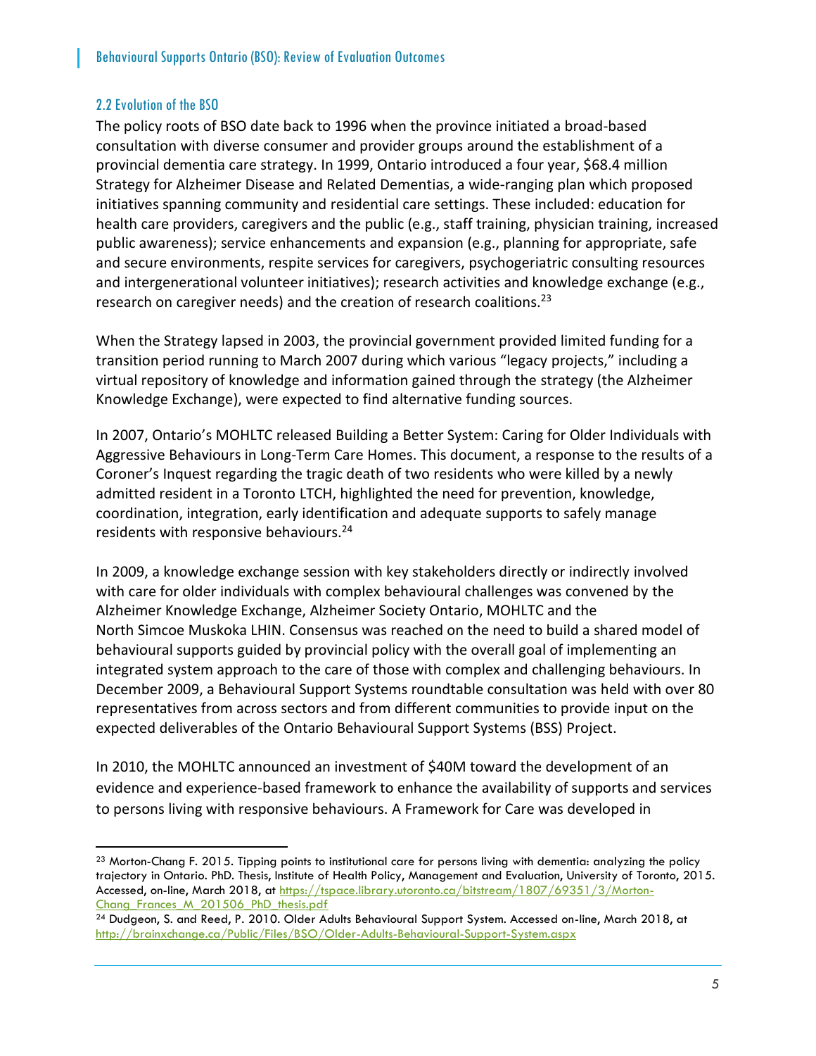### 2.2 Evolution of the BSO

The policy roots of BSO date back to 1996 when the province initiated a broad-based consultation with diverse consumer and provider groups around the establishment of a provincial dementia care strategy. In 1999, Ontario introduced a four year, $68.4 million Strategy for Alzheimer Disease and Related Dementias, a wide-ranging plan which proposed initiatives spanning community and residential care settings. These included: education for health care providers, caregivers and the public (e.g., staff training, physician training, increased public awareness); service enhancements and expansion (e.g., planning for appropriate, safe and secure environments, respite services for caregivers, psychogeriatric consulting resources and intergenerational volunteer initiatives); research activities and knowledge exchange (e.g., research on caregiver needs) and the creation of research coalitions.[23]

When the Strategy lapsed in 2003, the provincial government provided limited funding for a transition period running to March 2007 during which various "legacy projects," including a virtual repository of knowledge and information gained through the strategy (the Alzheimer Knowledge Exchange), were expected to find alternative funding sources.

In 2007, Ontario's MOHLTC released Building a Better System: Caring for Older Individuals with Aggressive Behaviours in Long-Term Care Homes. This document, a response to the results of a Coroner's Inquest regarding the tragic death of two residents who were killed by a newly admitted resident in a Toronto LTCH, highlighted the need for prevention, knowledge, coordination, integration, early identification and adequate supports to safely manage residents with responsive behaviours.[24]

In 2009, a knowledge exchange session with key stakeholders directly or indirectly involved with care for older individuals with complex behavioural challenges was convened by the Alzheimer Knowledge Exchange, Alzheimer Society Ontario, MOHLTC and the North Simcoe Muskoka LHIN. Consensus was reached on the need to build a shared model of behavioural supports guided by provincial policy with the overall goal of implementing an integrated system approach to the care of those with complex and challenging behaviours. In December 2009, a Behavioural Support Systems roundtable consultation was held with over 80 representatives from across sectors and from different communities to provide input on the expected deliverables of the Ontario Behavioural Support Systems (BSS) Project.

In 2010, the MOHLTC announced an investment of $40M toward the development of an evidence and experience-based framework to enhance the availability of supports and services to persons living with responsive behaviours. A Framework for Care was developed in

---

[23] Morton-Chang F. 2015. Tipping points to institutional care for persons living with dementia: analyzing the policy trajectory in Ontario. PhD. Thesis, Institute of Health Policy, Management and Evaluation, University of Toronto, 2015. Accessed, on-line, March 2018, at https://tspace.library.utoronto.ca/bitstream/1807/69351/3/Morton-Chang_Frances_M_201506_PhD_thesis.pdf

[24] Dudgeon, S. and Reed, P. 2010. Older Adults Behavioural Support System. Accessed on-line, March 2018, at http://brainxchange.ca/Public/Files/BSO/Older-Adults-Behavioural-Support-System.aspx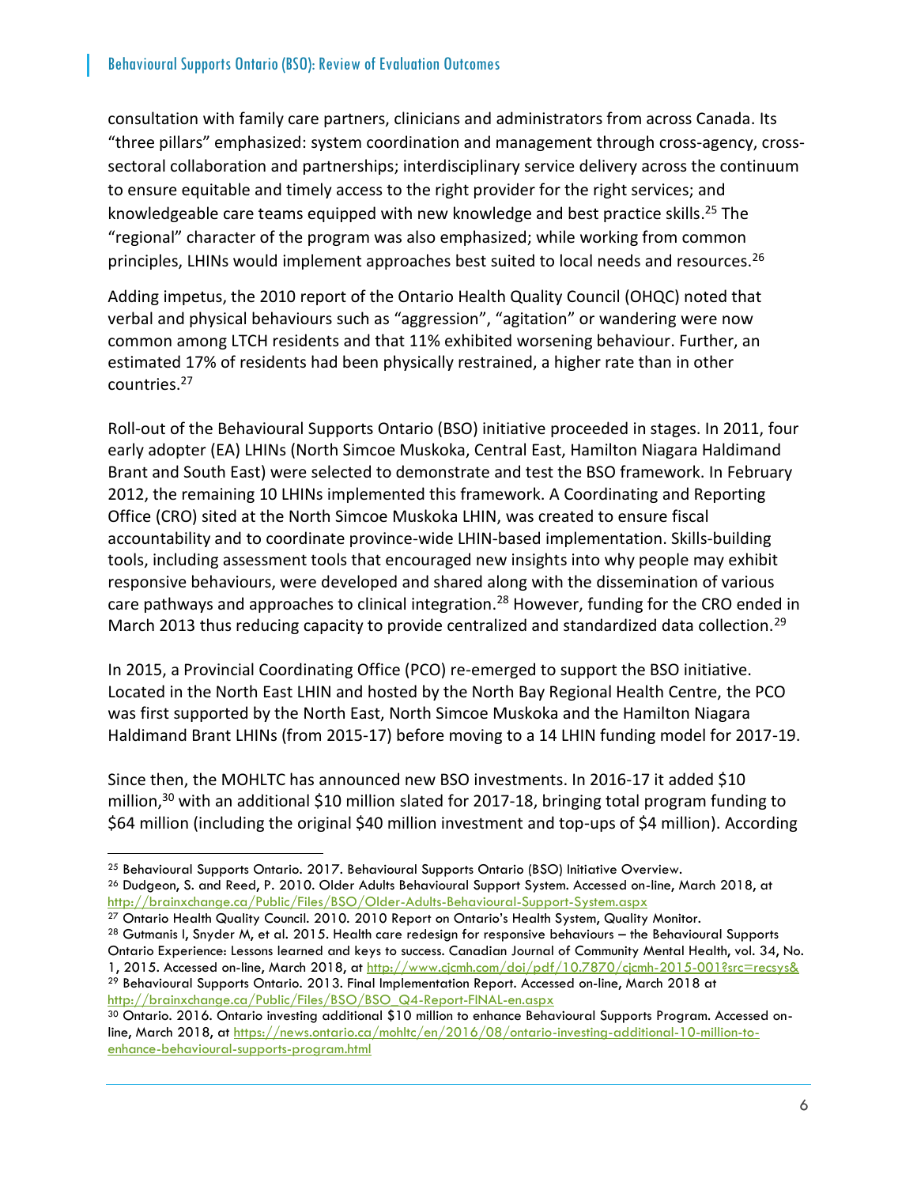consultation with family care partners, clinicians and administrators from across Canada. Its "three pillars" emphasized: system coordination and management through cross-agency, cross-sectoral collaboration and partnerships; interdisciplinary service delivery across the continuum to ensure equitable and timely access to the right provider for the right services; and knowledgeable care teams equipped with new knowledge and best practice skills.[25] The "regional" character of the program was also emphasized; while working from common principles, LHINs would implement approaches best suited to local needs and resources.[26]

Adding impetus, the 2010 report of the Ontario Health Quality Council (OHQC) noted that verbal and physical behaviours such as "aggression", "agitation" or wandering were now common among LTCH residents and that 11% exhibited worsening behaviour. Further, an estimated 17% of residents had been physically restrained, a higher rate than in other countries.[27]

Roll-out of the Behavioural Supports Ontario (BSO) initiative proceeded in stages. In 2011, four early adopter (EA) LHINs (North Simcoe Muskoka, Central East, Hamilton Niagara Haldimand Brant and South East) were selected to demonstrate and test the BSO framework. In February 2012, the remaining 10 LHINs implemented this framework. A Coordinating and Reporting Office (CRO) sited at the North Simcoe Muskoka LHIN, was created to ensure fiscal accountability and to coordinate province-wide LHIN-based implementation. Skills-building tools, including assessment tools that encouraged new insights into why people may exhibit responsive behaviours, were developed and shared along with the dissemination of various care pathways and approaches to clinical integration.[28] However, funding for the CRO ended in March 2013 thus reducing capacity to provide centralized and standardized data collection.[29]

In 2015, a Provincial Coordinating Office (PCO) re-emerged to support the BSO initiative. Located in the North East LHIN and hosted by the North Bay Regional Health Centre, the PCO was first supported by the North East, North Simcoe Muskoka and the Hamilton Niagara Haldimand Brant LHINs (from 2015-17) before moving to a 14 LHIN funding model for 2017-19.

Since then, the MOHLTC has announced new BSO investments. In 2016-17 it added $10 million,[30] with an additional $10 million slated for 2017-18, bringing total program funding to $64 million (including the original $40 million investment and top-ups of $4 million). According

---

[25] Behavioural Supports Ontario. 2017. Behavioural Supports Ontario (BSO) Initiative Overview.

[26] Dudgeon, S. and Reed, P. 2010. Older Adults Behavioural Support System. Accessed on-line, March 2018, at http://brainxchange.ca/Public/Files/BSO/Older-Adults-Behavioural-Support-System.aspx

[27] Ontario Health Quality Council. 2010. 2010 Report on Ontario's Health System, Quality Monitor.

[28] Gutmanis I, Snyder M, et al. 2015. Health care redesign for responsive behaviours – the Behavioural Supports Ontario Experience: Lessons learned and keys to success. Canadian Journal of Community Mental Health, vol. 34, No. 1, 2015. Accessed on-line, March 2018, at http://www.cjcmh.com/doi/pdf/10.7870/cjcmh-2015-001?src=recsys&

[29] Behavioural Supports Ontario. 2013. Final Implementation Report. Accessed on-line, March 2018 at http://brainxchange.ca/Public/Files/BSO/BSO_Q4-Report-FINAL-en.aspx

[30] Ontario. 2016. Ontario investing additional $10 million to enhance Behavioural Supports Program. Accessed on-line, March 2018, at https://news.ontario.ca/mohltc/en/2016/08/ontario-investing-additional-10-million-to-enhance-behavioural-supports-program.html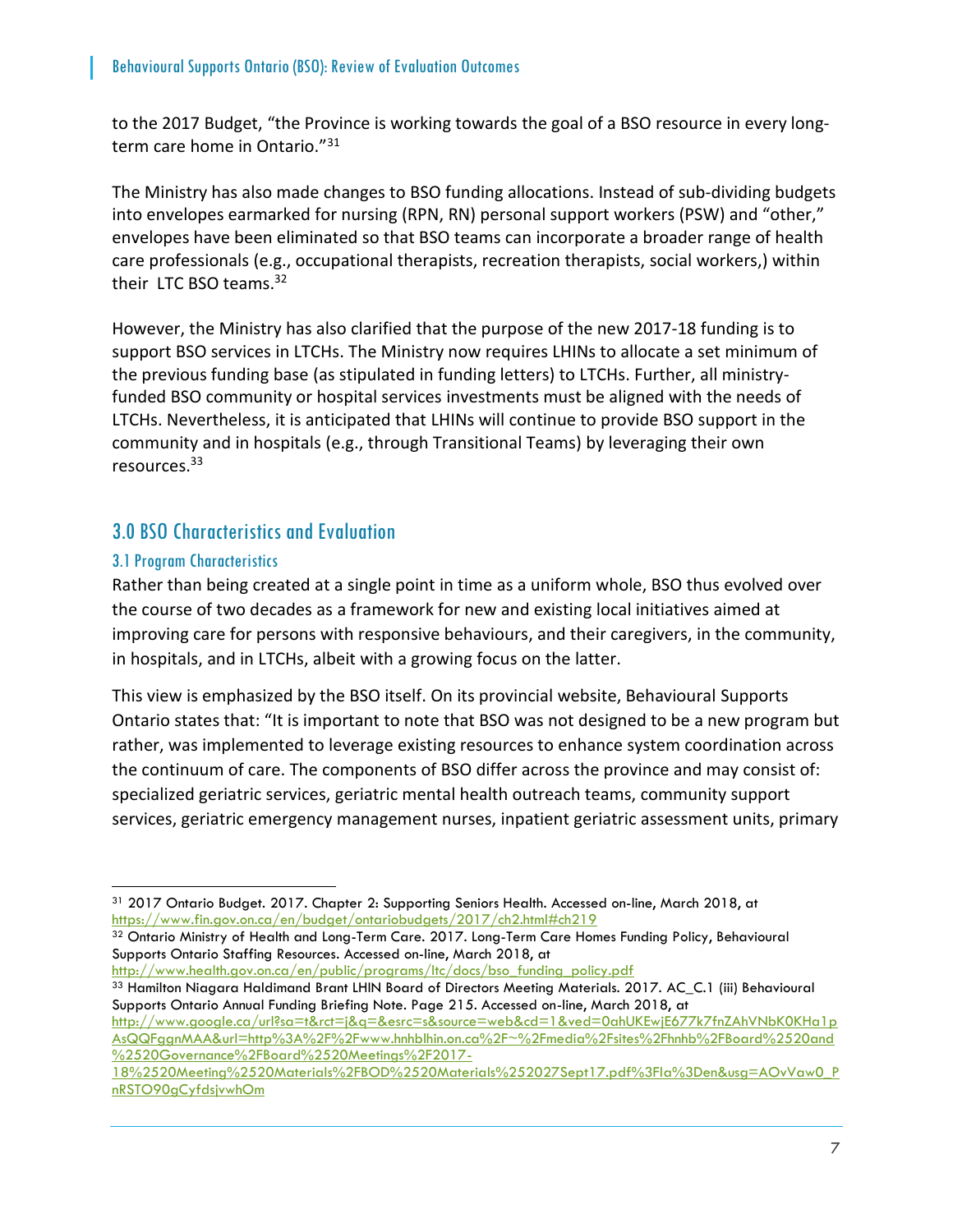to the 2017 Budget, "the Province is working towards the goal of a BSO resource in every long-term care home in Ontario."[31]

The Ministry has also made changes to BSO funding allocations. Instead of sub-dividing budgets into envelopes earmarked for nursing (RPN, RN) personal support workers (PSW) and "other," envelopes have been eliminated so that BSO teams can incorporate a broader range of health care professionals (e.g., occupational therapists, recreation therapists, social workers,) within their LTC BSO teams.[32]

However, the Ministry has also clarified that the purpose of the new 2017-18 funding is to support BSO services in LTCHs. The Ministry now requires LHINs to allocate a set minimum of the previous funding base (as stipulated in funding letters) to LTCHs. Further, all ministry-funded BSO community or hospital services investments must be aligned with the needs of LTCHs. Nevertheless, it is anticipated that LHINs will continue to provide BSO support in the community and in hospitals (e.g., through Transitional Teams) by leveraging their own resources.[33]

## 3.0 BSO Characteristics and Evaluation

### 3.1 Program Characteristics

Rather than being created at a single point in time as a uniform whole, BSO thus evolved over the course of two decades as a framework for new and existing local initiatives aimed at improving care for persons with responsive behaviours, and their caregivers, in the community, in hospitals, and in LTCHs, albeit with a growing focus on the latter.

This view is emphasized by the BSO itself. On its provincial website, Behavioural Supports Ontario states that: "It is important to note that BSO was not designed to be a new program but rather, was implemented to leverage existing resources to enhance system coordination across the continuum of care. The components of BSO differ across the province and may consist of: specialized geriatric services, geriatric mental health outreach teams, community support services, geriatric emergency management nurses, inpatient geriatric assessment units, primary

---

[31] 2017 Ontario Budget. 2017. Chapter 2: Supporting Seniors Health. Accessed on-line, March 2018, at https://www.fin.gov.on.ca/en/budget/ontariobudgets/2017/ch2.html#ch219

[32] Ontario Ministry of Health and Long-Term Care. 2017. Long-Term Care Homes Funding Policy, Behavioural Supports Ontario Staffing Resources. Accessed on-line, March 2018, at http://www.health.gov.on.ca/en/public/programs/ltc/docs/bso_funding_policy.pdf

[33] Hamilton Niagara Haldimand Brant LHIN Board of Directors Meeting Materials. 2017. AC_C.1 (iii) Behavioural Supports Ontario Annual Funding Briefing Note. Page 215. Accessed on-line, March 2018, at http://www.google.ca/url?sa=t&rct=j&q=&esrc=s&source=web&cd=1&ved=0ahUKEwjE677k7fnZAhVNbK0KHa1pAsQQFggnMAA&url=http%3A%2F%2Fwww.hnhblhin.on.ca%2F~%2Fmedia%2Fsites%2Fhnhb%2FBoard%2520and%2520Governance%2FBoard%2520Meetings%2F2017-18%2520Meeting%2520Materials%2FBOD%2520Materials%252027Sept17.pdf%3Fla%3Den&usg=AOvVaw0_PnRSTO90gCyfdsjvwhOm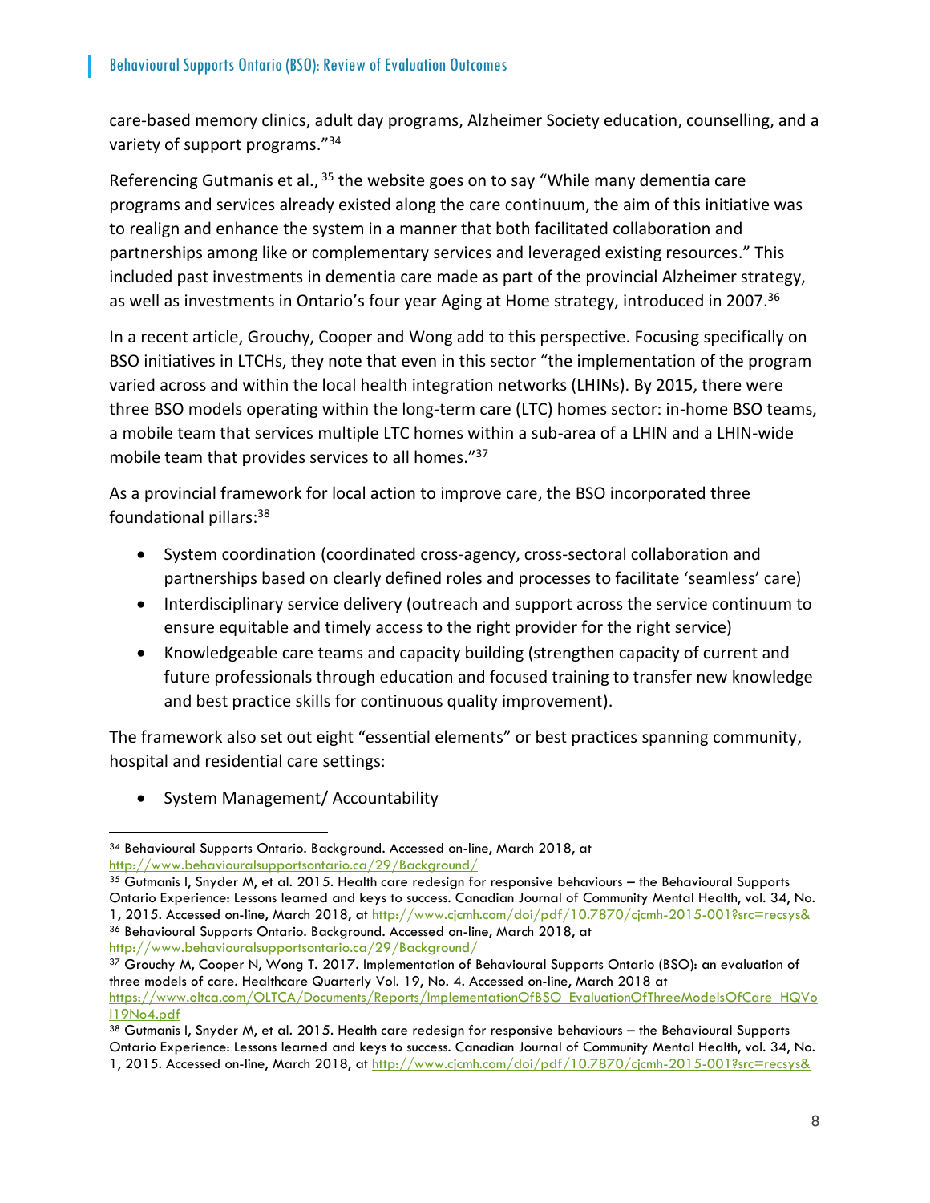care-based memory clinics, adult day programs, Alzheimer Society education, counselling, and a variety of support programs."[34]

Referencing Gutmanis et al., [35] the website goes on to say "While many dementia care programs and services already existed along the care continuum, the aim of this initiative was to realign and enhance the system in a manner that both facilitated collaboration and partnerships among like or complementary services and leveraged existing resources." This included past investments in dementia care made as part of the provincial Alzheimer strategy, as well as investments in Ontario's four year Aging at Home strategy, introduced in 2007.[36]

In a recent article, Grouchy, Cooper and Wong add to this perspective. Focusing specifically on BSO initiatives in LTCHs, they note that even in this sector "the implementation of the program varied across and within the local health integration networks (LHINs). By 2015, there were three BSO models operating within the long-term care (LTC) homes sector: in-home BSO teams, a mobile team that services multiple LTC homes within a sub-area of a LHIN and a LHIN-wide mobile team that provides services to all homes."[37]

As a provincial framework for local action to improve care, the BSO incorporated three foundational pillars:[38]

- System coordination (coordinated cross-agency, cross-sectoral collaboration and partnerships based on clearly defined roles and processes to facilitate 'seamless' care)
- Interdisciplinary service delivery (outreach and support across the service continuum to ensure equitable and timely access to the right provider for the right service)
- Knowledgeable care teams and capacity building (strengthen capacity of current and future professionals through education and focused training to transfer new knowledge and best practice skills for continuous quality improvement).

The framework also set out eight "essential elements" or best practices spanning community, hospital and residential care settings:

- System Management/ Accountability

---

[34] Behavioural Supports Ontario. Background. Accessed on-line, March 2018, at http://www.behaviouralsupportsontario.ca/29/Background/

[35] Gutmanis I, Snyder M, et al. 2015. Health care redesign for responsive behaviours – the Behavioural Supports Ontario Experience: Lessons learned and keys to success. Canadian Journal of Community Mental Health, vol. 34, No. 1, 2015. Accessed on-line, March 2018, at http://www.cjcmh.com/doi/pdf/10.7870/cjcmh-2015-001?src=recsys&

[36] Behavioural Supports Ontario. Background. Accessed on-line, March 2018, at http://www.behaviouralsupportsontario.ca/29/Background/

[37] Grouchy M, Cooper N, Wong T. 2017. Implementation of Behavioural Supports Ontario (BSO): an evaluation of three models of care. Healthcare Quarterly Vol. 19, No. 4. Accessed on-line, March 2018 at https://www.oltca.com/OLTCA/Documents/Reports/ImplementationOfBSO_EvaluationOfThreeModelsOfCare_HQVol19No4.pdf

[38] Gutmanis I, Snyder M, et al. 2015. Health care redesign for responsive behaviours – the Behavioural Supports Ontario Experience: Lessons learned and keys to success. Canadian Journal of Community Mental Health, vol. 34, No. 1, 2015. Accessed on-line, March 2018, at http://www.cjcmh.com/doi/pdf/10.7870/cjcmh-2015-001?src=recsys&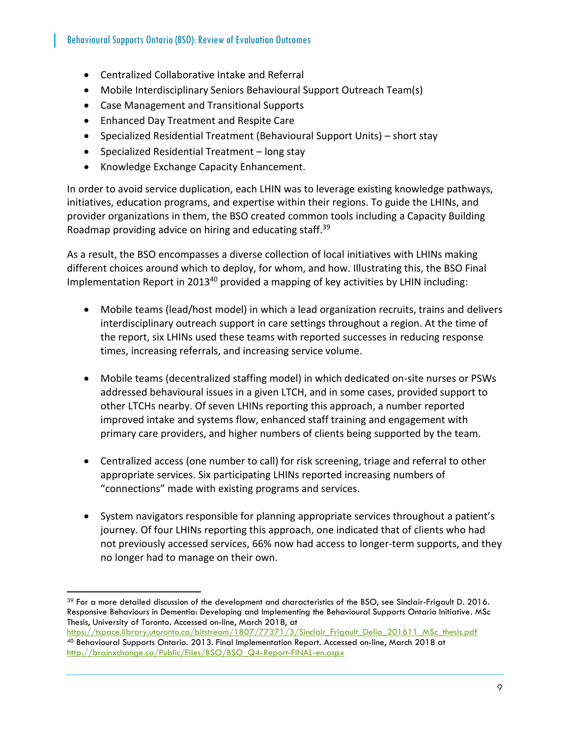- Centralized Collaborative Intake and Referral
- Mobile Interdisciplinary Seniors Behavioural Support Outreach Team(s)
- Case Management and Transitional Supports
- Enhanced Day Treatment and Respite Care
- Specialized Residential Treatment (Behavioural Support Units) – short stay
- Specialized Residential Treatment – long stay
- Knowledge Exchange Capacity Enhancement.

In order to avoid service duplication, each LHIN was to leverage existing knowledge pathways, initiatives, education programs, and expertise within their regions. To guide the LHINs, and provider organizations in them, the BSO created common tools including a Capacity Building Roadmap providing advice on hiring and educating staff.[39]

As a result, the BSO encompasses a diverse collection of local initiatives with LHINs making different choices around which to deploy, for whom, and how. Illustrating this, the BSO Final Implementation Report in 2013[40] provided a mapping of key activities by LHIN including:

- Mobile teams (lead/host model) in which a lead organization recruits, trains and delivers interdisciplinary outreach support in care settings throughout a region. At the time of the report, six LHINs used these teams with reported successes in reducing response times, increasing referrals, and increasing service volume.

- Mobile teams (decentralized staffing model) in which dedicated on-site nurses or PSWs addressed behavioural issues in a given LTCH, and in some cases, provided support to other LTCHs nearby. Of seven LHINs reporting this approach, a number reported improved intake and systems flow, enhanced staff training and engagement with primary care providers, and higher numbers of clients being supported by the team.

- Centralized access (one number to call) for risk screening, triage and referral to other appropriate services. Six participating LHINs reported increasing numbers of "connections" made with existing programs and services.

- System navigators responsible for planning appropriate services throughout a patient's journey. Of four LHINs reporting this approach, one indicated that of clients who had not previously accessed services, 66% now had access to longer-term supports, and they no longer had to manage on their own.

[39] For a more detailed discussion of the development and characteristics of the BSO, see Sinclair-Frigault D. 2016. Responsive Behaviours in Dementia: Developing and Implementing the Behavioural Supports Ontario Initiative. MSc Thesis, University of Toronto. Accessed on-line, March 2018, at https://tspace.library.utoronto.ca/bitstream/1807/77371/3/Sinclair_Frigault_Delia_201611_MSc_thesis.pdf

[40] Behavioural Supports Ontario. 2013. Final Implementation Report. Accessed on-line, March 2018 at http://brainxchange.ca/Public/Files/BSO/BSO_Q4-Report-FINAL-en.aspx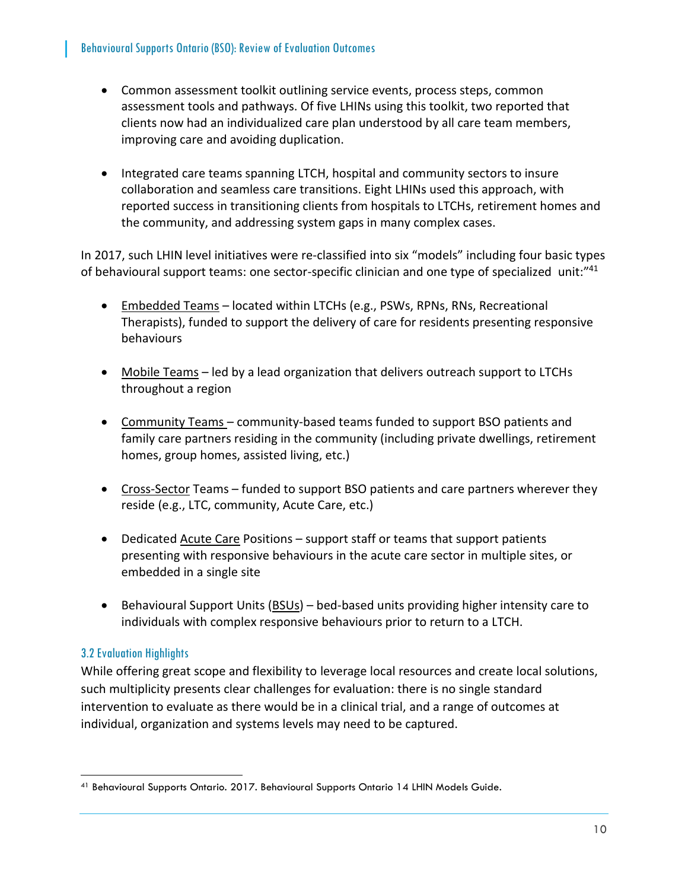- Common assessment toolkit outlining service events, process steps, common assessment tools and pathways. Of five LHINs using this toolkit, two reported that clients now had an individualized care plan understood by all care team members, improving care and avoiding duplication.

- Integrated care teams spanning LTCH, hospital and community sectors to insure collaboration and seamless care transitions. Eight LHINs used this approach, with reported success in transitioning clients from hospitals to LTCHs, retirement homes and the community, and addressing system gaps in many complex cases.

In 2017, such LHIN level initiatives were re-classified into six "models" including four basic types of behavioural support teams: one sector-specific clinician and one type of specialized unit:"[41]

- Embedded Teams – located within LTCHs (e.g., PSWs, RPNs, RNs, Recreational Therapists), funded to support the delivery of care for residents presenting responsive behaviours

- Mobile Teams – led by a lead organization that delivers outreach support to LTCHs throughout a region

- Community Teams – community-based teams funded to support BSO patients and family care partners residing in the community (including private dwellings, retirement homes, group homes, assisted living, etc.)

- Cross-Sector Teams – funded to support BSO patients and care partners wherever they reside (e.g., LTC, community, Acute Care, etc.)

- Dedicated Acute Care Positions – support staff or teams that support patients presenting with responsive behaviours in the acute care sector in multiple sites, or embedded in a single site

- Behavioural Support Units (BSUs) – bed-based units providing higher intensity care to individuals with complex responsive behaviours prior to return to a LTCH.

### 3.2 Evaluation Highlights

While offering great scope and flexibility to leverage local resources and create local solutions, such multiplicity presents clear challenges for evaluation: there is no single standard intervention to evaluate as there would be in a clinical trial, and a range of outcomes at individual, organization and systems levels may need to be captured.

[41] Behavioural Supports Ontario. 2017. Behavioural Supports Ontario 14 LHIN Models Guide.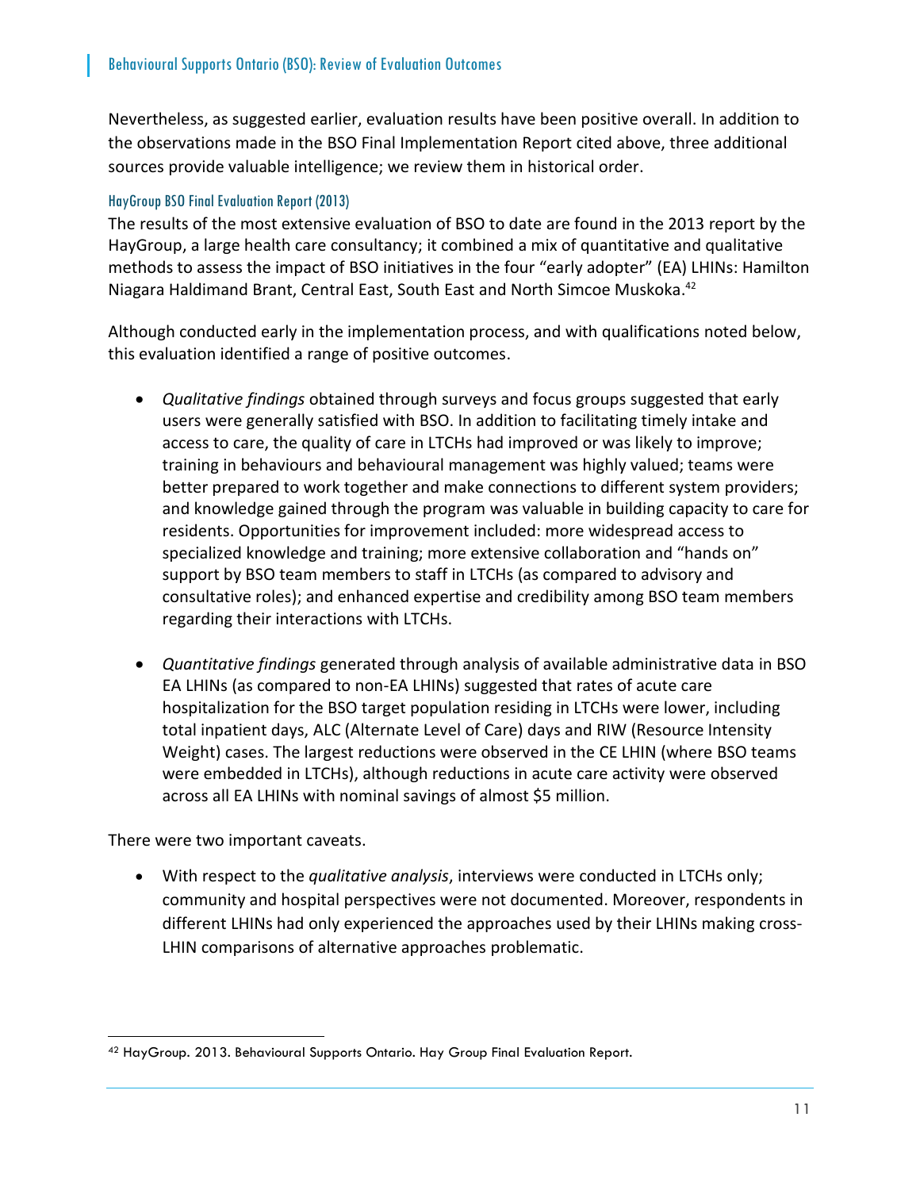Nevertheless, as suggested earlier, evaluation results have been positive overall. In addition to the observations made in the BSO Final Implementation Report cited above, three additional sources provide valuable intelligence; we review them in historical order.

### HayGroup BSO Final Evaluation Report (2013)

The results of the most extensive evaluation of BSO to date are found in the 2013 report by the HayGroup, a large health care consultancy; it combined a mix of quantitative and qualitative methods to assess the impact of BSO initiatives in the four "early adopter" (EA) LHINs: Hamilton Niagara Haldimand Brant, Central East, South East and North Simcoe Muskoka.[42]

Although conducted early in the implementation process, and with qualifications noted below, this evaluation identified a range of positive outcomes.

- *Qualitative findings* obtained through surveys and focus groups suggested that early users were generally satisfied with BSO. In addition to facilitating timely intake and access to care, the quality of care in LTCHs had improved or was likely to improve; training in behaviours and behavioural management was highly valued; teams were better prepared to work together and make connections to different system providers; and knowledge gained through the program was valuable in building capacity to care for residents. Opportunities for improvement included: more widespread access to specialized knowledge and training; more extensive collaboration and "hands on" support by BSO team members to staff in LTCHs (as compared to advisory and consultative roles); and enhanced expertise and credibility among BSO team members regarding their interactions with LTCHs.

- *Quantitative findings* generated through analysis of available administrative data in BSO EA LHINs (as compared to non-EA LHINs) suggested that rates of acute care hospitalization for the BSO target population residing in LTCHs were lower, including total inpatient days, ALC (Alternate Level of Care) days and RIW (Resource Intensity Weight) cases. The largest reductions were observed in the CE LHIN (where BSO teams were embedded in LTCHs), although reductions in acute care activity were observed across all EA LHINs with nominal savings of almost $5 million.

There were two important caveats.

- With respect to the *qualitative analysis*, interviews were conducted in LTCHs only; community and hospital perspectives were not documented. Moreover, respondents in different LHINs had only experienced the approaches used by their LHINs making cross-LHIN comparisons of alternative approaches problematic.

---

[42] HayGroup. 2013. Behavioural Supports Ontario. Hay Group Final Evaluation Report.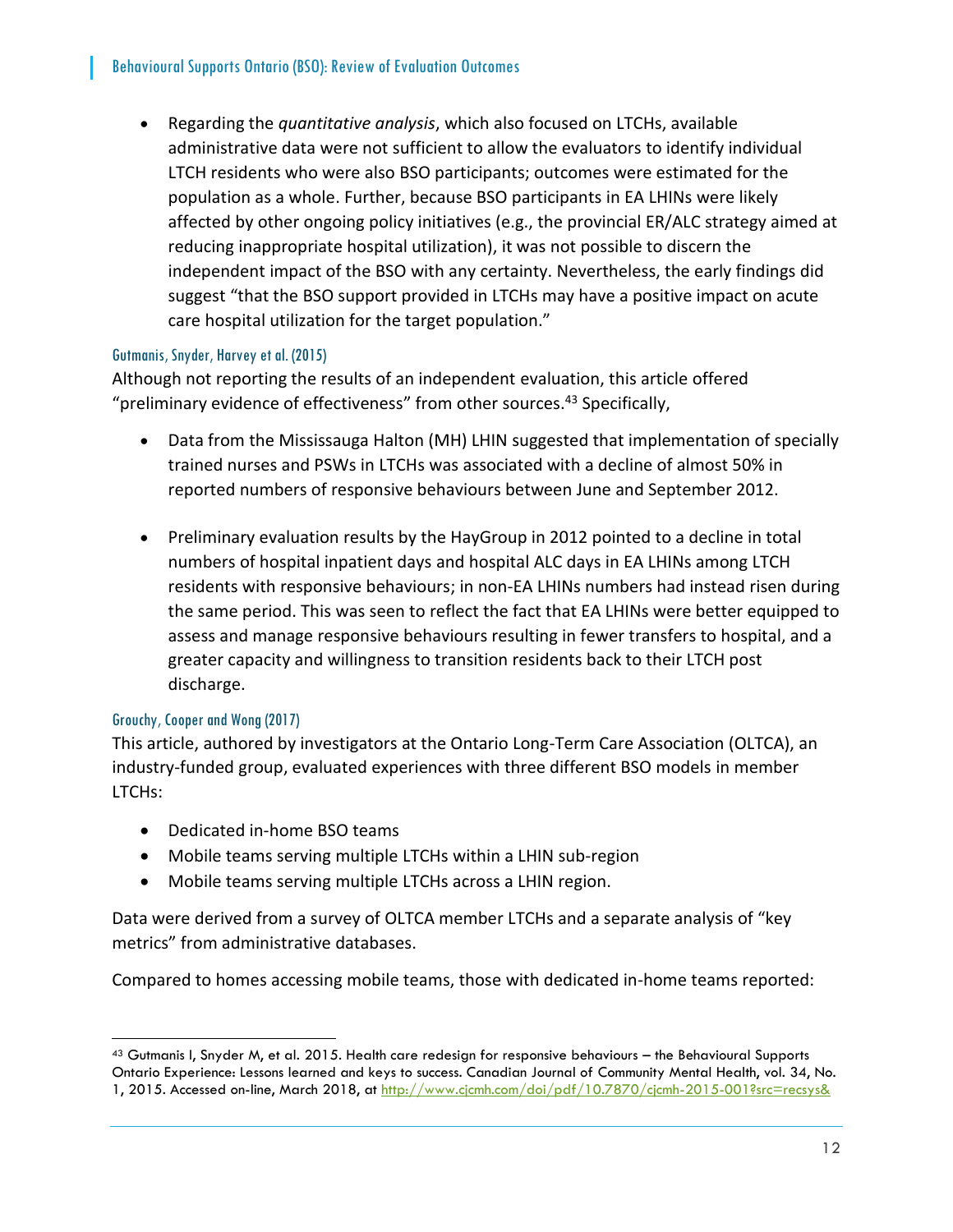- Regarding the *quantitative analysis*, which also focused on LTCHs, available administrative data were not sufficient to allow the evaluators to identify individual LTCH residents who were also BSO participants; outcomes were estimated for the population as a whole. Further, because BSO participants in EA LHINs were likely affected by other ongoing policy initiatives (e.g., the provincial ER/ALC strategy aimed at reducing inappropriate hospital utilization), it was not possible to discern the independent impact of the BSO with any certainty. Nevertheless, the early findings did suggest "that the BSO support provided in LTCHs may have a positive impact on acute care hospital utilization for the target population."

#### Gutmanis, Snyder, Harvey et al. (2015)

Although not reporting the results of an independent evaluation, this article offered "preliminary evidence of effectiveness" from other sources.[43] Specifically,

- Data from the Mississauga Halton (MH) LHIN suggested that implementation of specially trained nurses and PSWs in LTCHs was associated with a decline of almost 50% in reported numbers of responsive behaviours between June and September 2012.

- Preliminary evaluation results by the HayGroup in 2012 pointed to a decline in total numbers of hospital inpatient days and hospital ALC days in EA LHINs among LTCH residents with responsive behaviours; in non-EA LHINs numbers had instead risen during the same period. This was seen to reflect the fact that EA LHINs were better equipped to assess and manage responsive behaviours resulting in fewer transfers to hospital, and a greater capacity and willingness to transition residents back to their LTCH post discharge.

#### Grouchy, Cooper and Wong (2017)

This article, authored by investigators at the Ontario Long-Term Care Association (OLTCA), an industry-funded group, evaluated experiences with three different BSO models in member LTCHs:

- Dedicated in-home BSO teams
- Mobile teams serving multiple LTCHs within a LHIN sub-region
- Mobile teams serving multiple LTCHs across a LHIN region.

Data were derived from a survey of OLTCA member LTCHs and a separate analysis of "key metrics" from administrative databases.

Compared to homes accessing mobile teams, those with dedicated in-home teams reported:

---

[43] Gutmanis I, Snyder M, et al. 2015. Health care redesign for responsive behaviours – the Behavioural Supports Ontario Experience: Lessons learned and keys to success. Canadian Journal of Community Mental Health, vol. 34, No. 1, 2015. Accessed on-line, March 2018, at http://www.cjcmh.com/doi/pdf/10.7870/cjcmh-2015-001?src=recsys&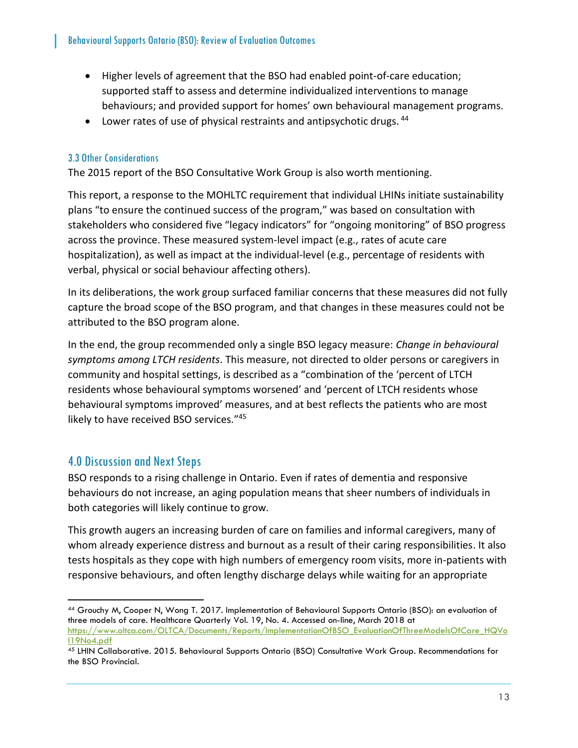- Higher levels of agreement that the BSO had enabled point-of-care education; supported staff to assess and determine individualized interventions to manage behaviours; and provided support for homes' own behavioural management programs.
- Lower rates of use of physical restraints and antipsychotic drugs. [44]

### 3.3 Other Considerations

The 2015 report of the BSO Consultative Work Group is also worth mentioning.

This report, a response to the MOHLTC requirement that individual LHINs initiate sustainability plans "to ensure the continued success of the program," was based on consultation with stakeholders who considered five "legacy indicators" for "ongoing monitoring" of BSO progress across the province. These measured system-level impact (e.g., rates of acute care hospitalization), as well as impact at the individual-level (e.g., percentage of residents with verbal, physical or social behaviour affecting others).

In its deliberations, the work group surfaced familiar concerns that these measures did not fully capture the broad scope of the BSO program, and that changes in these measures could not be attributed to the BSO program alone.

In the end, the group recommended only a single BSO legacy measure: *Change in behavioural symptoms among LTCH residents*. This measure, not directed to older persons or caregivers in community and hospital settings, is described as a "combination of the 'percent of LTCH residents whose behavioural symptoms worsened' and 'percent of LTCH residents whose behavioural symptoms improved' measures, and at best reflects the patients who are most likely to have received BSO services."[45]

## 4.0 Discussion and Next Steps

BSO responds to a rising challenge in Ontario. Even if rates of dementia and responsive behaviours do not increase, an aging population means that sheer numbers of individuals in both categories will likely continue to grow.

This growth augers an increasing burden of care on families and informal caregivers, many of whom already experience distress and burnout as a result of their caring responsibilities. It also tests hospitals as they cope with high numbers of emergency room visits, more in-patients with responsive behaviours, and often lengthy discharge delays while waiting for an appropriate

---

[44] Grouchy M, Cooper N, Wong T. 2017. Implementation of Behavioural Supports Ontario (BSO): an evaluation of three models of care. Healthcare Quarterly Vol. 19, No. 4. Accessed on-line, March 2018 at https://www.oltca.com/OLTCA/Documents/Reports/ImplementationOfBSO_EvaluationOfThreeModelsOfCare_HQVol19No4.pdf

[45] LHIN Collaborative. 2015. Behavioural Supports Ontario (BSO) Consultative Work Group. Recommendations for the BSO Provincial.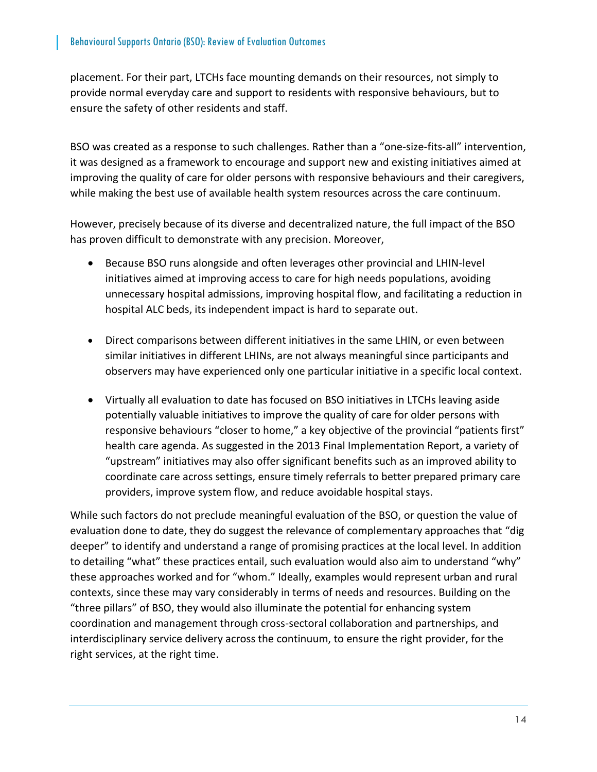placement. For their part, LTCHs face mounting demands on their resources, not simply to provide normal everyday care and support to residents with responsive behaviours, but to ensure the safety of other residents and staff.

BSO was created as a response to such challenges. Rather than a "one-size-fits-all" intervention, it was designed as a framework to encourage and support new and existing initiatives aimed at improving the quality of care for older persons with responsive behaviours and their caregivers, while making the best use of available health system resources across the care continuum.

However, precisely because of its diverse and decentralized nature, the full impact of the BSO has proven difficult to demonstrate with any precision. Moreover,

- Because BSO runs alongside and often leverages other provincial and LHIN-level initiatives aimed at improving access to care for high needs populations, avoiding unnecessary hospital admissions, improving hospital flow, and facilitating a reduction in hospital ALC beds, its independent impact is hard to separate out.

- Direct comparisons between different initiatives in the same LHIN, or even between similar initiatives in different LHINs, are not always meaningful since participants and observers may have experienced only one particular initiative in a specific local context.

- Virtually all evaluation to date has focused on BSO initiatives in LTCHs leaving aside potentially valuable initiatives to improve the quality of care for older persons with responsive behaviours "closer to home," a key objective of the provincial "patients first" health care agenda. As suggested in the 2013 Final Implementation Report, a variety of "upstream" initiatives may also offer significant benefits such as an improved ability to coordinate care across settings, ensure timely referrals to better prepared primary care providers, improve system flow, and reduce avoidable hospital stays.

While such factors do not preclude meaningful evaluation of the BSO, or question the value of evaluation done to date, they do suggest the relevance of complementary approaches that "dig deeper" to identify and understand a range of promising practices at the local level. In addition to detailing "what" these practices entail, such evaluation would also aim to understand "why" these approaches worked and for "whom." Ideally, examples would represent urban and rural contexts, since these may vary considerably in terms of needs and resources. Building on the "three pillars" of BSO, they would also illuminate the potential for enhancing system coordination and management through cross-sectoral collaboration and partnerships, and interdisciplinary service delivery across the continuum, to ensure the right provider, for the right services, at the right time.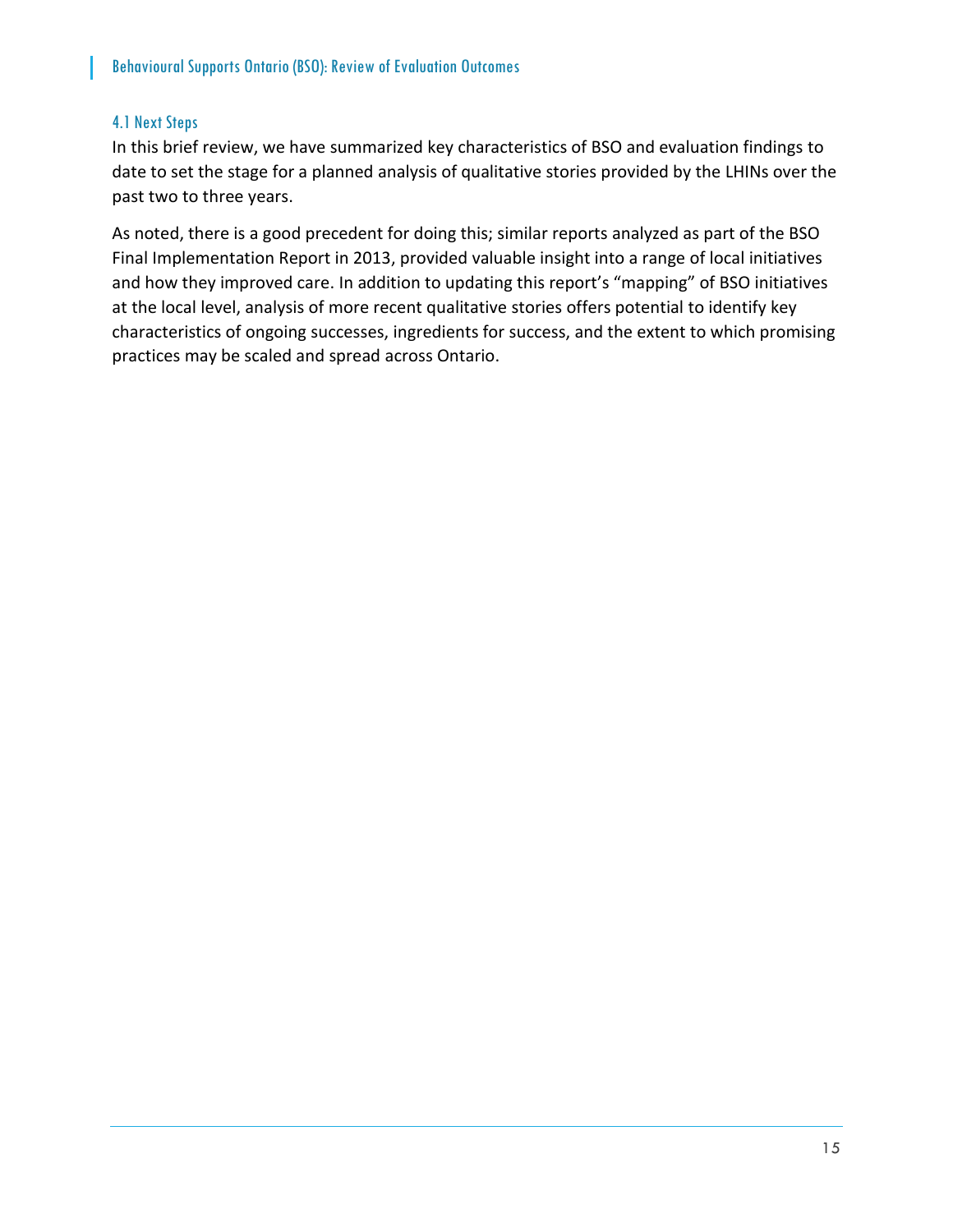### 4.1 Next Steps

In this brief review, we have summarized key characteristics of BSO and evaluation findings to date to set the stage for a planned analysis of qualitative stories provided by the LHINs over the past two to three years.

As noted, there is a good precedent for doing this; similar reports analyzed as part of the BSO Final Implementation Report in 2013, provided valuable insight into a range of local initiatives and how they improved care. In addition to updating this report's "mapping" of BSO initiatives at the local level, analysis of more recent qualitative stories offers potential to identify key characteristics of ongoing successes, ingredients for success, and the extent to which promising practices may be scaled and spread across Ontario.